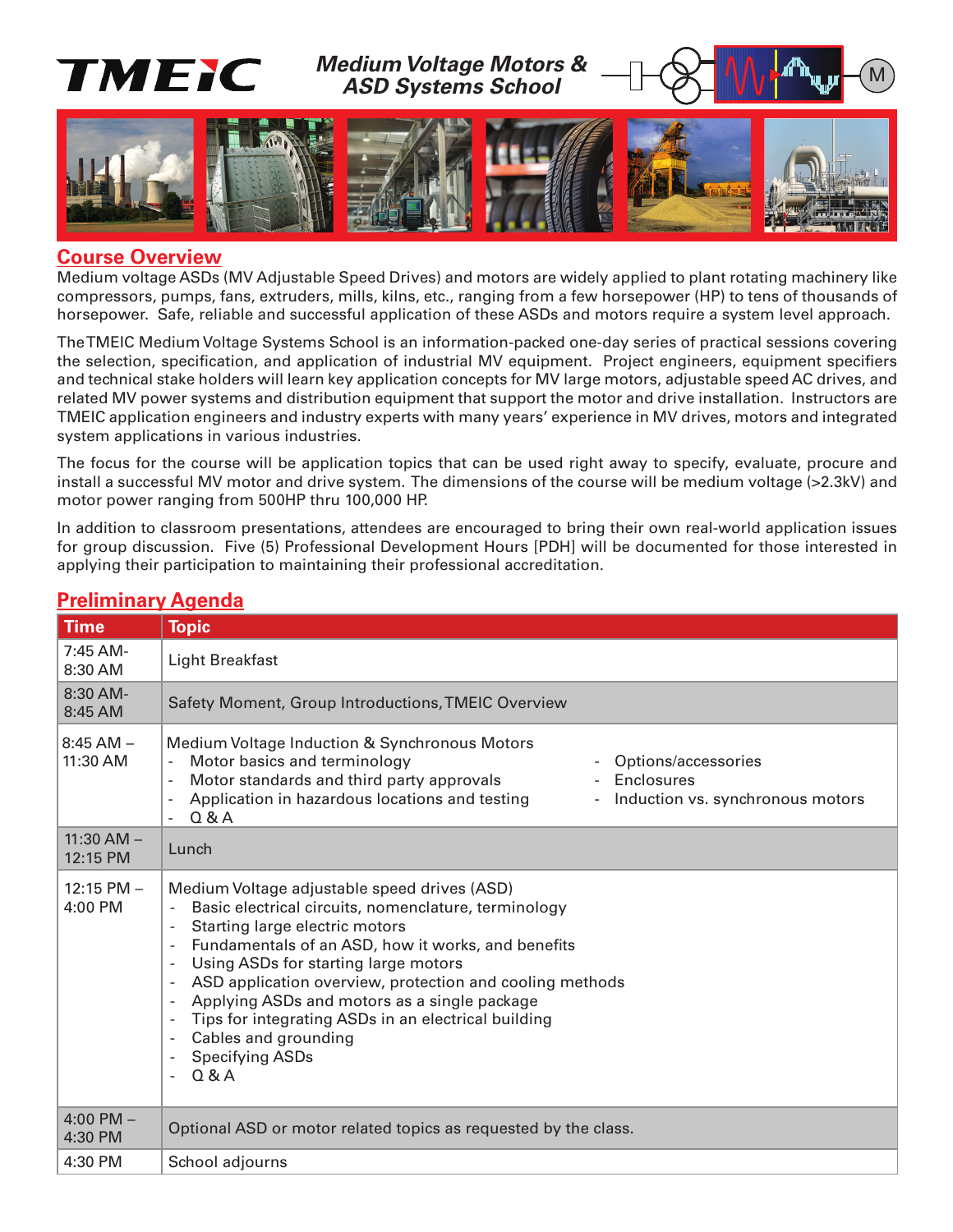# TMEIC

## Medium Voltage Motors & ASD Systems School

## Course Overview

Medium voltage ASDs (MV Adjustable Speed Drives) and motors are widely applied to plant rotating machinery like compressors, pumps, fans, extruders, mills, kilns, etc., ranging from a few horsepower (HP) to tens of thousands of horsepower. Safe, reliable and successful application of these ASDs and motors require a system level approach.

The TMEIC Medium Voltage Systems School is an information-packed one-day series of practical sessions covering the selection, specification, and application of industrial MV equipment. Project engineers, equipment specifiers and technical stake holders will learn key application concepts for MV large motors, adjustable speed AC drives, and related MV power systems and distribution equipment that support the motor and drive installation. Instructors are TMEIC application engineers and industry experts with many years' experience in MV drives, motors and integrated system applications in various industries.

The focus for the course will be application topics that can be used right away to specify, evaluate, procure and install a successful MV motor and drive system. The dimensions of the course will be medium voltage (>2.3kV) and motor power ranging from 500HP thru 100,000 HP.

In addition to classroom presentations, attendees are encouraged to bring their own real-world application issues for group discussion. Five (5) Professional Development Hours [PDH] will be documented for those interested in applying their participation to maintaining their professional accreditation.

## Preliminary Agenda

| Time | Topic |
|---|---|
| 7:45 AM-8:30 AM | Light Breakfast |
| 8:30 AM-8:45 AM | Safety Moment, Group Introductions, TMEIC Overview |
| 8:45 AM – 11:30 AM | Medium Voltage Induction & Synchronous Motors<br>- Motor basics and terminology<br>- Motor standards and third party approvals<br>- Application in hazardous locations and testing<br>- Q & A<br>- Options/accessories<br>- Enclosures<br>- Induction vs. synchronous motors |
| 11:30 AM – 12:15 PM | Lunch |
| 12:15 PM – 4:00 PM | Medium Voltage adjustable speed drives (ASD)<br>- Basic electrical circuits, nomenclature, terminology<br>- Starting large electric motors<br>- Fundamentals of an ASD, how it works, and benefits<br>- Using ASDs for starting large motors<br>- ASD application overview, protection and cooling methods<br>- Applying ASDs and motors as a single package<br>- Tips for integrating ASDs in an electrical building<br>- Cables and grounding<br>- Specifying ASDs<br>- Q & A |
| 4:00 PM – 4:30 PM | Optional ASD or motor related topics as requested by the class. |
| 4:30 PM | School adjourns |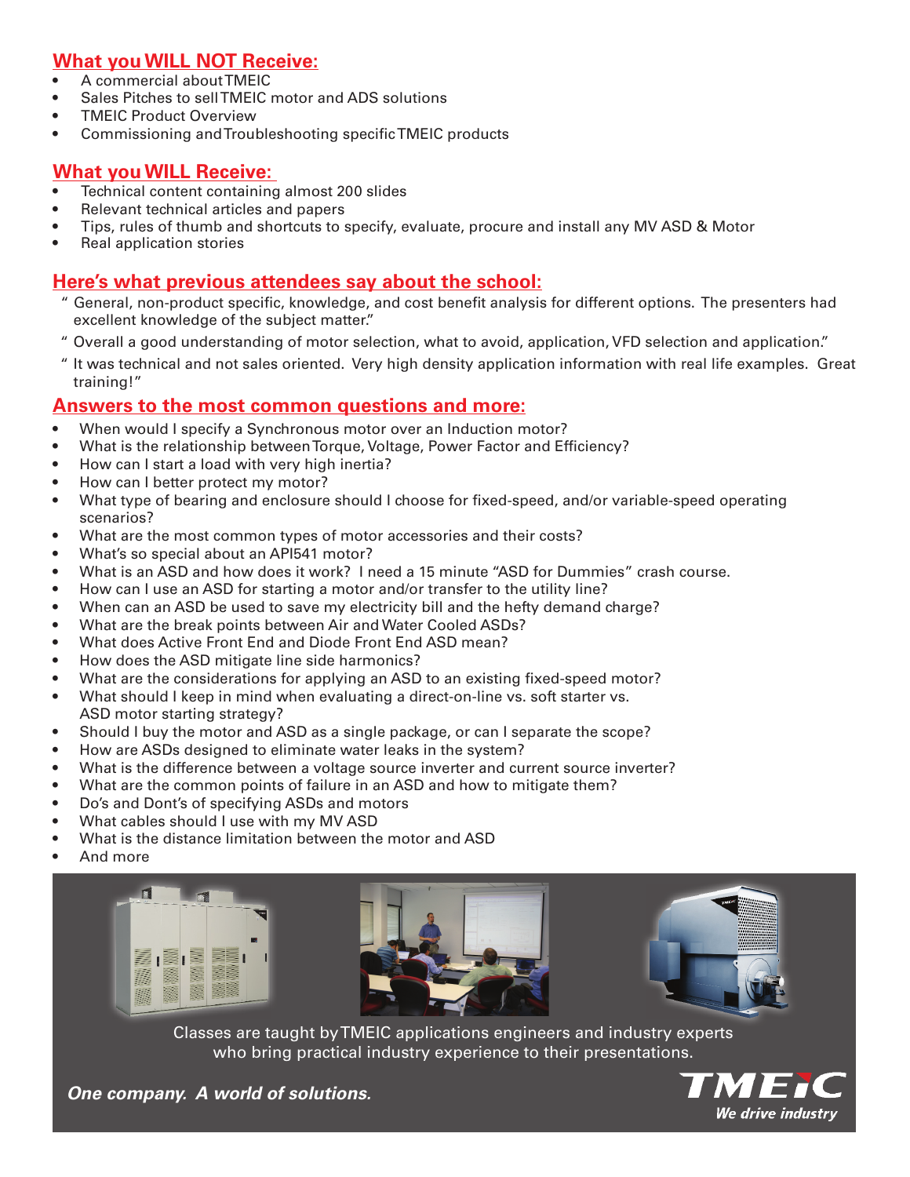## What you WILL NOT Receive:

- A commercial about TMEIC
- Sales Pitches to sell TMEIC motor and ADS solutions
- TMEIC Product Overview
- Commissioning and Troubleshooting specific TMEIC products

## What you WILL Receive:

- Technical content containing almost 200 slides
- Relevant technical articles and papers
- Tips, rules of thumb and shortcuts to specify, evaluate, procure and install any MV ASD & Motor
- Real application stories

## Here's what previous attendees say about the school:

" General, non-product specific, knowledge, and cost benefit analysis for different options. The presenters had excellent knowledge of the subject matter."

" Overall a good understanding of motor selection, what to avoid, application, VFD selection and application."

" It was technical and not sales oriented. Very high density application information with real life examples. Great training!"

## Answers to the most common questions and more:

- When would I specify a Synchronous motor over an Induction motor?
- What is the relationship between Torque, Voltage, Power Factor and Efficiency?
- How can I start a load with very high inertia?
- How can I better protect my motor?
- What type of bearing and enclosure should I choose for fixed-speed, and/or variable-speed operating scenarios?
- What are the most common types of motor accessories and their costs?
- What's so special about an API541 motor?
- What is an ASD and how does it work? I need a 15 minute "ASD for Dummies" crash course.
- How can I use an ASD for starting a motor and/or transfer to the utility line?
- When can an ASD be used to save my electricity bill and the hefty demand charge?
- What are the break points between Air and Water Cooled ASDs?
- What does Active Front End and Diode Front End ASD mean?
- How does the ASD mitigate line side harmonics?
- What are the considerations for applying an ASD to an existing fixed-speed motor?
- What should I keep in mind when evaluating a direct-on-line vs. soft starter vs. ASD motor starting strategy?
- Should I buy the motor and ASD as a single package, or can I separate the scope?
- How are ASDs designed to eliminate water leaks in the system?
- What is the difference between a voltage source inverter and current source inverter?
- What are the common points of failure in an ASD and how to mitigate them?
- Do's and Dont's of specifying ASDs and motors
- What cables should I use with my MV ASD
- What is the distance limitation between the motor and ASD
- And more

Classes are taught by TMEIC applications engineers and industry experts who bring practical industry experience to their presentations.

*One company. A world of solutions.*

TMEiC
*We drive industry*